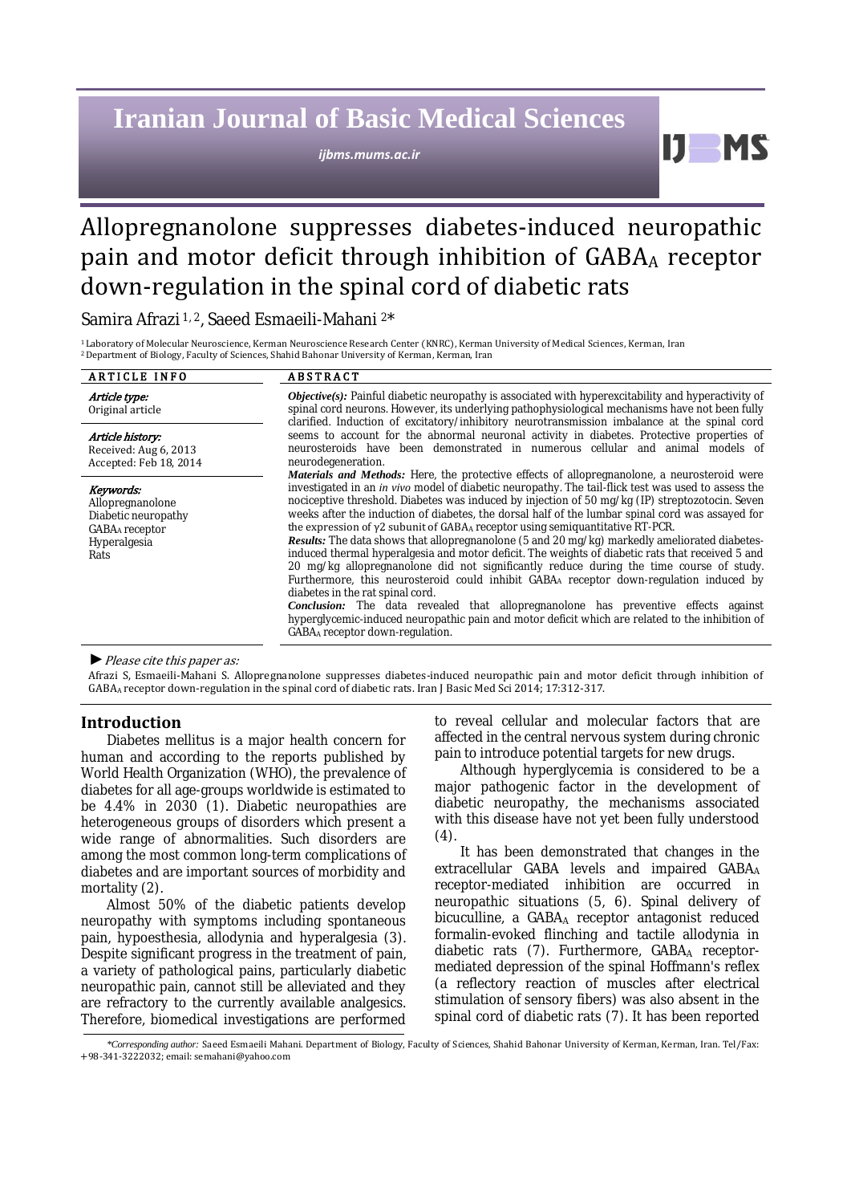# Allopregnanolone suppresses diabetes-induced neuropathic pain and motor deficit through inhibition of $GABA_A$ receptor down-regulation in the spinal cord of diabetic rats

Samira Afrazi [1, 2], Saeed Esmaeili-Mahani [2]*

[1] Laboratory of Molecular Neuroscience, Kerman Neuroscience Research Center (KNRC), Kerman University of Medical Sciences, Kerman, Iran
[2] Department of Biology, Faculty of Sciences, Shahid Bahonar University of Kerman, Kerman, Iran

## ARTICLE INFO

*Article type:*
Original article

*Article history:*
Received: Aug 6, 2013
Accepted: Feb 18, 2014

*Keywords:*
Allopregnanolone
Diabetic neuropathy
$GABA_A$ receptor
Hyperalgesia
Rats

## ABSTRACT

***Objective(s):*** Painful diabetic neuropathy is associated with hyperexcitability and hyperactivity of spinal cord neurons. However, its underlying pathophysiological mechanisms have not been fully clarified. Induction of excitatory/inhibitory neurotransmission imbalance at the spinal cord seems to account for the abnormal neuronal activity in diabetes. Protective properties of neurosteroids have been demonstrated in numerous cellular and animal models of neurodegeneration.

***Materials and Methods:*** Here, the protective effects of allopregnanolone, a neurosteroid were investigated in an *in vivo* model of diabetic neuropathy. The tail-flick test was used to assess the nociceptive threshold. Diabetes was induced by injection of 50 mg/kg (IP) streptozotocin. Seven weeks after the induction of diabetes, the dorsal half of the lumbar spinal cord was assayed for the expression of γ2 subunit of $GABA_A$ receptor using semiquantitative RT-PCR.

***Results:*** The data shows that allopregnanolone (5 and 20 mg/kg) markedly ameliorated diabetes-induced thermal hyperalgesia and motor deficit. The weights of diabetic rats that received 5 and 20 mg/kg allopregnanolone did not significantly reduce during the time course of study. Furthermore, this neurosteroid could inhibit $GABA_A$ receptor down-regulation induced by diabetes in the rat spinal cord.

***Conclusion:*** The data revealed that allopregnanolone has preventive effects against hyperglycemic-induced neuropathic pain and motor deficit which are related to the inhibition of $GABA_A$ receptor down-regulation.

► *Please cite this paper as:*

Afrazi S, Esmaeili-Mahani S. Allopregnanolone suppresses diabetes-induced neuropathic pain and motor deficit through inhibition of $GABA_A$ receptor down-regulation in the spinal cord of diabetic rats. Iran J Basic Med Sci 2014; 17:312-317.

## Introduction

Diabetes mellitus is a major health concern for human and according to the reports published by World Health Organization (WHO), the prevalence of diabetes for all age-groups worldwide is estimated to be 4.4% in 2030 (1). Diabetic neuropathies are heterogeneous groups of disorders which present a wide range of abnormalities. Such disorders are among the most common long-term complications of diabetes and are important sources of morbidity and mortality (2).

Almost 50% of the diabetic patients develop neuropathy with symptoms including spontaneous pain, hypoesthesia, allodynia and hyperalgesia (3). Despite significant progress in the treatment of pain, a variety of pathological pains, particularly diabetic neuropathic pain, cannot still be alleviated and they are refractory to the currently available analgesics. Therefore, biomedical investigations are performed to reveal cellular and molecular factors that are affected in the central nervous system during chronic pain to introduce potential targets for new drugs.

Although hyperglycemia is considered to be a major pathogenic factor in the development of diabetic neuropathy, the mechanisms associated with this disease have not yet been fully understood (4).

It has been demonstrated that changes in the extracellular GABA levels and impaired $GABA_A$ receptor-mediated inhibition are occurred in neuropathic situations (5, 6). Spinal delivery of bicuculline, a $GABA_A$ receptor antagonist reduced formalin-evoked flinching and tactile allodynia in diabetic rats (7). Furthermore, $GABA_A$ receptor-mediated depression of the spinal Hoffmann's reflex (a reflectory reaction of muscles after electrical stimulation of sensory fibers) was also absent in the spinal cord of diabetic rats (7). It has been reported

*Corresponding author:* Saeed Esmaeili Mahani. Department of Biology, Faculty of Sciences, Shahid Bahonar University of Kerman, Kerman, Iran. Tel/Fax: +98-341-3222032; email: semahani@yahoo.com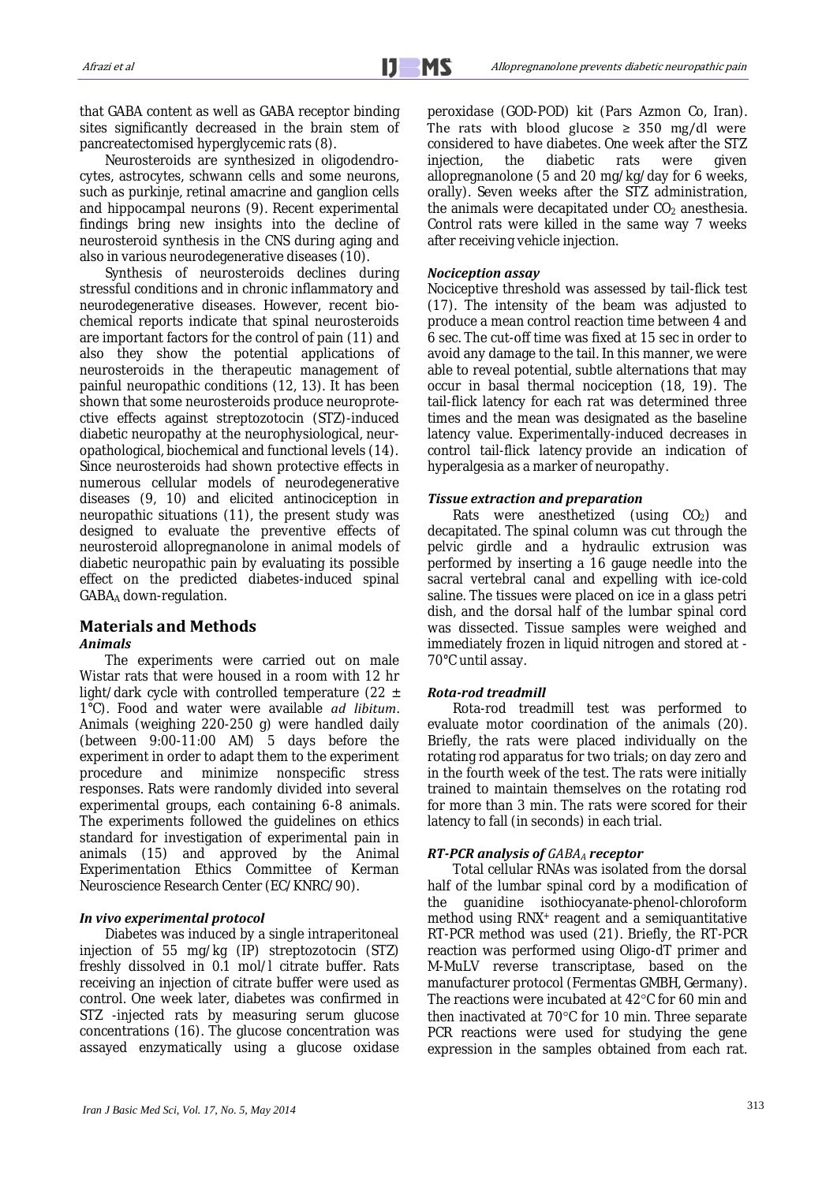that GABA content as well as GABA receptor binding sites significantly decreased in the brain stem of pancreatectomised hyperglycemic rats (8).

Neurosteroids are synthesized in oligodendrocytes, astrocytes, schwann cells and some neurons, such as purkinje, retinal amacrine and ganglion cells and hippocampal neurons (9). Recent experimental findings bring new insights into the decline of neurosteroid synthesis in the CNS during aging and also in various neurodegenerative diseases (10).

Synthesis of neurosteroids declines during stressful conditions and in chronic inflammatory and neurodegenerative diseases. However, recent biochemical reports indicate that spinal neurosteroids are important factors for the control of pain (11) and also they show the potential applications of neurosteroids in the therapeutic management of painful neuropathic conditions (12, 13). It has been shown that some neurosteroids produce neuroprotective effects against streptozotocin (STZ)-induced diabetic neuropathy at the neurophysiological, neuropathological, biochemical and functional levels (14). Since neurosteroids had shown protective effects in numerous cellular models of neurodegenerative diseases (9, 10) and elicited antinociception in neuropathic situations (11), the present study was designed to evaluate the preventive effects of neurosteroid allopregnanolone in animal models of diabetic neuropathic pain by evaluating its possible effect on the predicted diabetes-induced spinal $GABA_A$ down-regulation.

## Materials and Methods

### *Animals*

The experiments were carried out on male Wistar rats that were housed in a room with 12 hr light/dark cycle with controlled temperature (22 ± 1°C). Food and water were available *ad libitum*. Animals (weighing 220-250 g) were handled daily (between 9:00-11:00 AM) 5 days before the experiment in order to adapt them to the experiment procedure and minimize nonspecific stress responses. Rats were randomly divided into several experimental groups, each containing 6-8 animals. The experiments followed the guidelines on ethics standard for investigation of experimental pain in animals (15) and approved by the Animal Experimentation Ethics Committee of Kerman Neuroscience Research Center (EC/KNRC/90).

### *In vivo experimental protocol*

Diabetes was induced by a single intraperitoneal injection of 55 mg/kg (IP) streptozotocin (STZ) freshly dissolved in 0.1 mol/l citrate buffer. Rats receiving an injection of citrate buffer were used as control. One week later, diabetes was confirmed in STZ -injected rats by measuring serum glucose concentrations (16). The glucose concentration was assayed enzymatically using a glucose oxidase peroxidase (GOD-POD) kit (Pars Azmon Co, Iran). The rats with blood glucose ≥ 350 mg/dl were considered to have diabetes. One week after the STZ injection, the diabetic rats were given allopregnanolone (5 and 20 mg/kg/day for 6 weeks, orally). Seven weeks after the STZ administration, the animals were decapitated under $CO_2$ anesthesia. Control rats were killed in the same way 7 weeks after receiving vehicle injection.

### *Nociception assay*

Nociceptive threshold was assessed by tail-flick test (17). The intensity of the beam was adjusted to produce a mean control reaction time between 4 and 6 sec. The cut-off time was fixed at 15 sec in order to avoid any damage to the tail. In this manner, we were able to reveal potential, subtle alternations that may occur in basal thermal nociception (18, 19). The tail-flick latency for each rat was determined three times and the mean was designated as the baseline latency value. Experimentally-induced decreases in control tail-flick latency provide an indication of hyperalgesia as a marker of neuropathy.

### *Tissue extraction and preparation*

Rats were anesthetized (using $CO_2$) and decapitated. The spinal column was cut through the pelvic girdle and a hydraulic extrusion was performed by inserting a 16 gauge needle into the sacral vertebral canal and expelling with ice-cold saline. The tissues were placed on ice in a glass petri dish, and the dorsal half of the lumbar spinal cord was dissected. Tissue samples were weighed and immediately frozen in liquid nitrogen and stored at -70°C until assay.

### *Rota-rod treadmill*

Rota-rod treadmill test was performed to evaluate motor coordination of the animals (20). Briefly, the rats were placed individually on the rotating rod apparatus for two trials; on day zero and in the fourth week of the test. The rats were initially trained to maintain themselves on the rotating rod for more than 3 min. The rats were scored for their latency to fall (in seconds) in each trial.

### *RT-PCR analysis of $GABA_A$ receptor*

Total cellular RNAs was isolated from the dorsal half of the lumbar spinal cord by a modification of the guanidine isothiocyanate-phenol-chloroform method using $RNX^+$ reagent and a semiquantitative RT-PCR method was used (21). Briefly, the RT-PCR reaction was performed using Oligo-dT primer and M-MuLV reverse transcriptase, based on the manufacturer protocol (Fermentas GMBH, Germany). The reactions were incubated at 42°C for 60 min and then inactivated at 70°C for 10 min. Three separate PCR reactions were used for studying the gene expression in the samples obtained from each rat.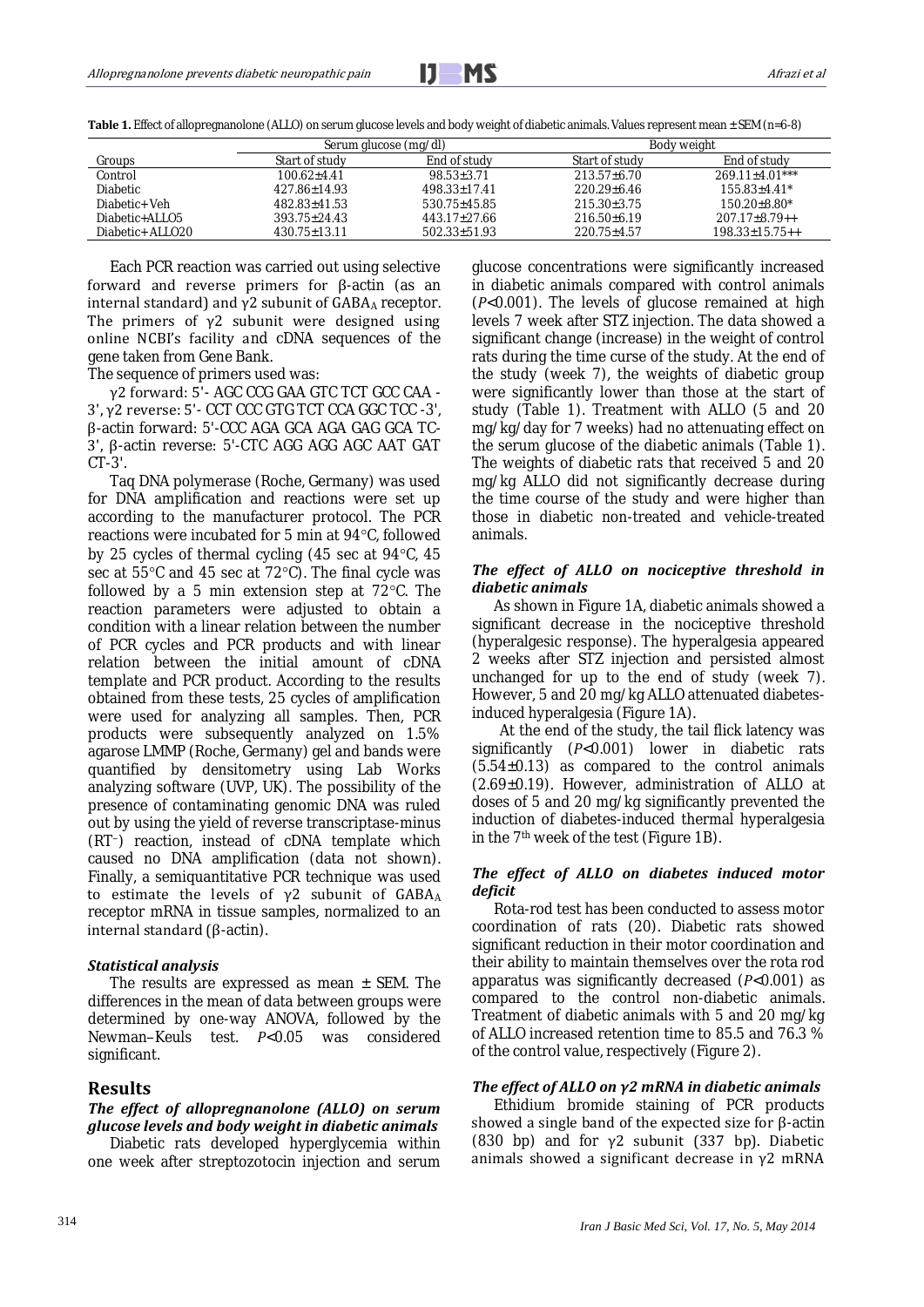**Table 1.** Effect of allopregnanolone (ALLO) on serum glucose levels and body weight of diabetic animals. Values represent mean ± SEM (n=6-8)

| Groups | Serum glucose (mg/dl) | | Body weight | |
|---|---|---|---|---|
| | Start of study | End of study | Start of study | End of study |
| Control | 100.62±4.41 | 98.53±3.71 | 213.57±6.70 | 269.11±4.01*** |
| Diabetic | 427.86±14.93 | 498.33±17.41 | 220.29±6.46 | 155.83±4.41* |
| Diabetic+Veh | 482.83±41.53 | 530.75±45.85 | 215.30±3.75 | 150.20±8.80* |
| Diabetic+ALLO5 | 393.75±24.43 | 443.17±27.66 | 216.50±6.19 | 207.17±8.79++ |
| Diabetic+ALLO20 | 430.75±13.11 | 502.33±51.93 | 220.75±4.57 | 198.33±15.75++ |

Each PCR reaction was carried out using selective forward and reverse primers for β-actin (as an internal standard) and γ2 subunit of $GABA_A$ receptor. The primers of γ2 subunit were designed using online NCBI's facility and cDNA sequences of the gene taken from Gene Bank.

The sequence of primers used was:

γ2 forward: 5'- AGC CCG GAA GTC TCT GCC CAA -3', γ2 reverse: 5'- CCT CCC GTG TCT CCA GGC TCC -3', β-actin forward: 5'-CCC AGA GCA AGA GAG GCA TC-3', β-actin reverse: 5'-CTC AGG AGG AGC AAT GAT CT-3'.

Taq DNA polymerase (Roche, Germany) was used for DNA amplification and reactions were set up according to the manufacturer protocol. The PCR reactions were incubated for 5 min at 94°C, followed by 25 cycles of thermal cycling (45 sec at 94°C, 45 sec at 55°C and 45 sec at 72°C). The final cycle was followed by a 5 min extension step at 72°C. The reaction parameters were adjusted to obtain a condition with a linear relation between the number of PCR cycles and PCR products and with linear relation between the initial amount of cDNA template and PCR product. According to the results obtained from these tests, 25 cycles of amplification were used for analyzing all samples. Then, PCR products were subsequently analyzed on 1.5% agarose LMMP (Roche, Germany) gel and bands were quantified by densitometry using Lab Works analyzing software (UVP, UK). The possibility of the presence of contaminating genomic DNA was ruled out by using the yield of reverse transcriptase-minus ($RT^-$) reaction, instead of cDNA template which caused no DNA amplification (data not shown). Finally, a semiquantitative PCR technique was used to estimate the levels of γ2 subunit of $GABA_A$ receptor mRNA in tissue samples, normalized to an internal standard (β-actin).

### *Statistical analysis*

The results are expressed as mean ± SEM. The differences in the mean of data between groups were determined by one-way ANOVA, followed by the Newman–Keuls test. $P<0.05$ was considered significant.

## Results

### *The effect of allopregnanolone (ALLO) on serum glucose levels and body weight in diabetic animals*

Diabetic rats developed hyperglycemia within one week after streptozotocin injection and serum glucose concentrations were significantly increased in diabetic animals compared with control animals ($P<0.001$). The levels of glucose remained at high levels 7 week after STZ injection. The data showed a significant change (increase) in the weight of control rats during the time curse of the study. At the end of the study (week 7), the weights of diabetic group were significantly lower than those at the start of study (Table 1). Treatment with ALLO (5 and 20 mg/kg/day for 7 weeks) had no attenuating effect on the serum glucose of the diabetic animals (Table 1). The weights of diabetic rats that received 5 and 20 mg/kg ALLO did not significantly decrease during the time course of the study and were higher than those in diabetic non-treated and vehicle-treated animals.

### *The effect of ALLO on nociceptive threshold in diabetic animals*

As shown in Figure 1A, diabetic animals showed a significant decrease in the nociceptive threshold (hyperalgesic response). The hyperalgesia appeared 2 weeks after STZ injection and persisted almost unchanged for up to the end of study (week 7). However, 5 and 20 mg/kg ALLO attenuated diabetes-induced hyperalgesia (Figure 1A).

At the end of the study, the tail flick latency was significantly ($P<0.001$) lower in diabetic rats (5.54±0.13) as compared to the control animals (2.69±0.19). However, administration of ALLO at doses of 5 and 20 mg/kg significantly prevented the induction of diabetes-induced thermal hyperalgesia in the 7[th] week of the test (Figure 1B).

### *The effect of ALLO on diabetes induced motor deficit*

Rota-rod test has been conducted to assess motor coordination of rats (20). Diabetic rats showed significant reduction in their motor coordination and their ability to maintain themselves over the rota rod apparatus was significantly decreased ($P<0.001$) as compared to the control non-diabetic animals. Treatment of diabetic animals with 5 and 20 mg/kg of ALLO increased retention time to 85.5 and 76.3 % of the control value, respectively (Figure 2).

### *The effect of ALLO on γ2 mRNA in diabetic animals*

Ethidium bromide staining of PCR products showed a single band of the expected size for β-actin (830 bp) and for γ2 subunit (337 bp). Diabetic animals showed a significant decrease in γ2 mRNA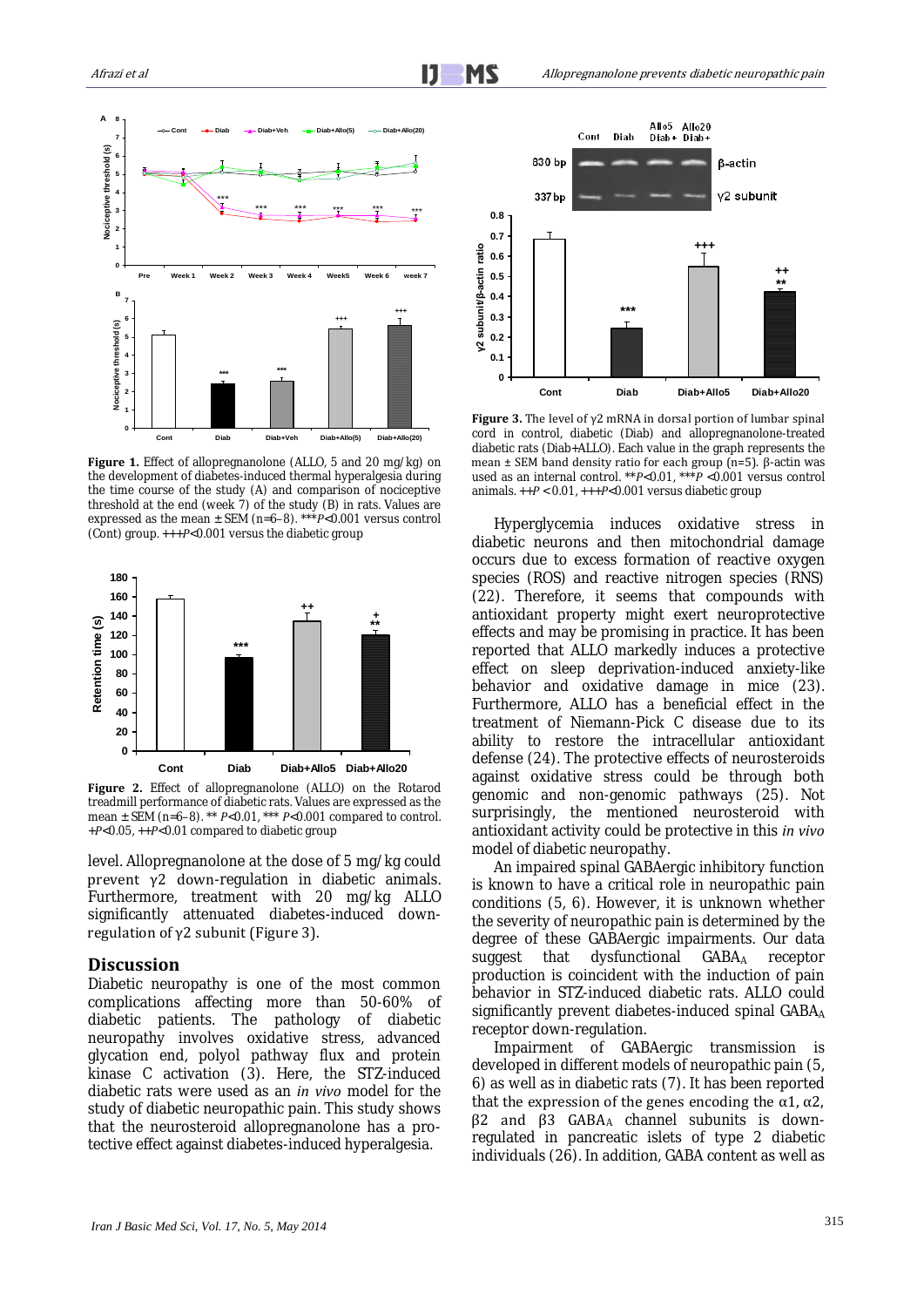**Figure 1.** Effect of allopregnanolone (ALLO, 5 and 20 mg/kg) on the development of diabetes-induced thermal hyperalgesia during the time course of the study (A) and comparison of nociceptive threshold at the end (week 7) of the study (B) in rats. Values are expressed as the mean ± SEM (n=6–8). ***$P$<0.001 versus control (Cont) group. +++$P$<0.001 versus the diabetic group

**Figure 2.** Effect of allopregnanolone (ALLO) on the Rotarod treadmill performance of diabetic rats. Values are expressed as the mean ± SEM (n=6–8). ** $P$<0.01, *** $P$<0.001 compared to control. +$P$<0.05, ++$P$<0.01 compared to diabetic group

level. Allopregnanolone at the dose of 5 mg/kg could prevent γ2 down-regulation in diabetic animals. Furthermore, treatment with 20 mg/kg ALLO significantly attenuated diabetes-induced down-regulation of γ2 subunit (Figure 3).

## Discussion

Diabetic neuropathy is one of the most common complications affecting more than 50-60% of diabetic patients. The pathology of diabetic neuropathy involves oxidative stress, advanced glycation end, polyol pathway flux and protein kinase C activation (3). Here, the STZ-induced diabetic rats were used as an *in vivo* model for the study of diabetic neuropathic pain. This study shows that the neurosteroid allopregnanolone has a protective effect against diabetes-induced hyperalgesia.

**Figure 3.** The level of γ2 mRNA in dorsal portion of lumbar spinal cord in control, diabetic (Diab) and allopregnanolone-treated diabetic rats (Diab+ALLO). Each value in the graph represents the mean ± SEM band density ratio for each group (n=5). β-actin was used as an internal control. **$P$<0.01, ***$P$ <0.001 versus control animals. ++$P$ < 0.01, +++$P$<0.001 versus diabetic group

Hyperglycemia induces oxidative stress in diabetic neurons and then mitochondrial damage occurs due to excess formation of reactive oxygen species (ROS) and reactive nitrogen species (RNS) (22). Therefore, it seems that compounds with antioxidant property might exert neuroprotective effects and may be promising in practice. It has been reported that ALLO markedly induces a protective effect on sleep deprivation-induced anxiety-like behavior and oxidative damage in mice (23). Furthermore, ALLO has a beneficial effect in the treatment of Niemann-Pick C disease due to its ability to restore the intracellular antioxidant defense (24). The protective effects of neurosteroids against oxidative stress could be through both genomic and non-genomic pathways (25). Not surprisingly, the mentioned neurosteroid with antioxidant activity could be protective in this *in vivo* model of diabetic neuropathy.

An impaired spinal GABAergic inhibitory function is known to have a critical role in neuropathic pain conditions (5, 6). However, it is unknown whether the severity of neuropathic pain is determined by the degree of these GABAergic impairments. Our data suggest that dysfunctional $GABA_A$ receptor production is coincident with the induction of pain behavior in STZ-induced diabetic rats. ALLO could significantly prevent diabetes-induced spinal $GABA_A$ receptor down-regulation.

Impairment of GABAergic transmission is developed in different models of neuropathic pain (5, 6) as well as in diabetic rats (7). It has been reported that the expression of the genes encoding the α1, α2, β2 and β3 $GABA_A$ channel subunits is down-regulated in pancreatic islets of type 2 diabetic individuals (26). In addition, GABA content as well as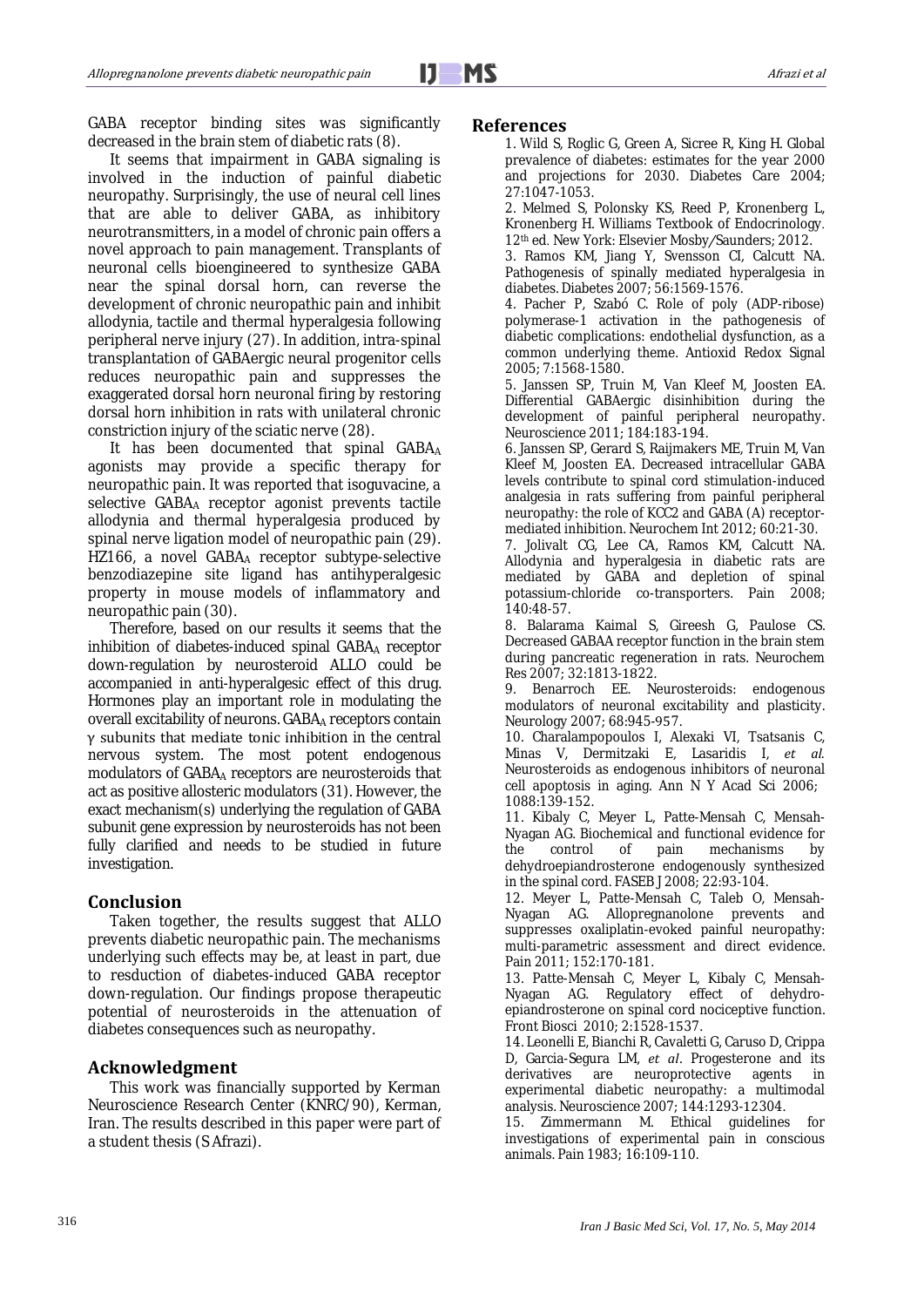GABA receptor binding sites was significantly decreased in the brain stem of diabetic rats (8).

It seems that impairment in GABA signaling is involved in the induction of painful diabetic neuropathy. Surprisingly, the use of neural cell lines that are able to deliver GABA, as inhibitory neurotransmitters, in a model of chronic pain offers a novel approach to pain management. Transplants of neuronal cells bioengineered to synthesize GABA near the spinal dorsal horn, can reverse the development of chronic neuropathic pain and inhibit allodynia, tactile and thermal hyperalgesia following peripheral nerve injury (27). In addition, intra-spinal transplantation of GABAergic neural progenitor cells reduces neuropathic pain and suppresses the exaggerated dorsal horn neuronal firing by restoring dorsal horn inhibition in rats with unilateral chronic constriction injury of the sciatic nerve (28).

It has been documented that spinal $GABA_A$ agonists may provide a specific therapy for neuropathic pain. It was reported that isoguvacine, a selective $GABA_A$ receptor agonist prevents tactile allodynia and thermal hyperalgesia produced by spinal nerve ligation model of neuropathic pain (29). HZ166, a novel $GABA_A$ receptor subtype-selective benzodiazepine site ligand has antihyperalgesic property in mouse models of inflammatory and neuropathic pain (30).

Therefore, based on our results it seems that the inhibition of diabetes-induced spinal $GABA_A$ receptor down-regulation by neurosteroid ALLO could be accompanied in anti-hyperalgesic effect of this drug. Hormones play an important role in modulating the overall excitability of neurons. $GABA_A$ receptors contain γ subunits that mediate tonic inhibition in the central nervous system. The most potent endogenous modulators of $GABA_A$ receptors are neurosteroids that act as positive allosteric modulators (31). However, the exact mechanism(s) underlying the regulation of GABA subunit gene expression by neurosteroids has not been fully clarified and needs to be studied in future investigation.

## Conclusion

Taken together, the results suggest that ALLO prevents diabetic neuropathic pain. The mechanisms underlying such effects may be, at least in part, due to resduction of diabetes-induced GABA receptor down-regulation. Our findings propose therapeutic potential of neurosteroids in the attenuation of diabetes consequences such as neuropathy.

## Acknowledgment

This work was financially supported by Kerman Neuroscience Research Center (KNRC/90), Kerman, Iran. The results described in this paper were part of a student thesis (S Afrazi).

## References

1. Wild S, Roglic G, Green A, Sicree R, King H. Global prevalence of diabetes: estimates for the year 2000 and projections for 2030. Diabetes Care 2004; 27:1047-1053.
2. Melmed S, Polonsky KS, Reed P, Kronenberg L, Kronenberg H. Williams Textbook of Endocrinology. 12th ed. New York: Elsevier Mosby/Saunders; 2012.
3. Ramos KM, Jiang Y, Svensson CI, Calcutt NA. Pathogenesis of spinally mediated hyperalgesia in diabetes. Diabetes 2007; 56:1569-1576.
4. Pacher P, Szabó C. Role of poly (ADP-ribose) polymerase-1 activation in the pathogenesis of diabetic complications: endothelial dysfunction, as a common underlying theme. Antioxid Redox Signal 2005; 7:1568-1580.
5. Janssen SP, Truin M, Van Kleef M, Joosten EA. Differential GABAergic disinhibition during the development of painful peripheral neuropathy. Neuroscience 2011; 184:183-194.
6. Janssen SP, Gerard S, Raijmakers ME, Truin M, Van Kleef M, Joosten EA. Decreased intracellular GABA levels contribute to spinal cord stimulation-induced analgesia in rats suffering from painful peripheral neuropathy: the role of KCC2 and GABA (A) receptor-mediated inhibition. Neurochem Int 2012; 60:21-30.
7. Jolivalt CG, Lee CA, Ramos KM, Calcutt NA. Allodynia and hyperalgesia in diabetic rats are mediated by GABA and depletion of spinal potassium-chloride co-transporters. Pain 2008; 140:48-57.
8. Balarama Kaimal S, Gireesh G, Paulose CS. Decreased GABAA receptor function in the brain stem during pancreatic regeneration in rats. Neurochem Res 2007; 32:1813-1822.
9. Benarroch EE. Neurosteroids: endogenous modulators of neuronal excitability and plasticity. Neurology 2007; 68:945-957.
10. Charalampopoulos I, Alexaki VI, Tsatsanis C, Minas V, Dermitzaki E, Lasaridis I, *et al.* Neurosteroids as endogenous inhibitors of neuronal cell apoptosis in aging. Ann N Y Acad Sci 2006; 1088:139-152.
11. Kibaly C, Meyer L, Patte-Mensah C, Mensah-Nyagan AG. Biochemical and functional evidence for the control of pain mechanisms by dehydroepiandrosterone endogenously synthesized in the spinal cord. FASEB J 2008; 22:93-104.
12. Meyer L, Patte-Mensah C, Taleb O, Mensah-Nyagan AG. Allopregnanolone prevents and suppresses oxaliplatin-evoked painful neuropathy: multi-parametric assessment and direct evidence. Pain 2011; 152:170-181.
13. Patte-Mensah C, Meyer L, Kibaly C, Mensah-Nyagan AG. Regulatory effect of dehydro-epiandrosterone on spinal cord nociceptive function. Front Biosci 2010; 2:1528-1537.
14. Leonelli E, Bianchi R, Cavaletti G, Caruso D, Crippa D, Garcia-Segura LM, *et al*. Progesterone and its derivatives are neuroprotective agents in experimental diabetic neuropathy: a multimodal analysis. Neuroscience 2007; 144:1293-12304.
15. Zimmermann M. Ethical guidelines for investigations of experimental pain in conscious animals. Pain 1983; 16:109-110.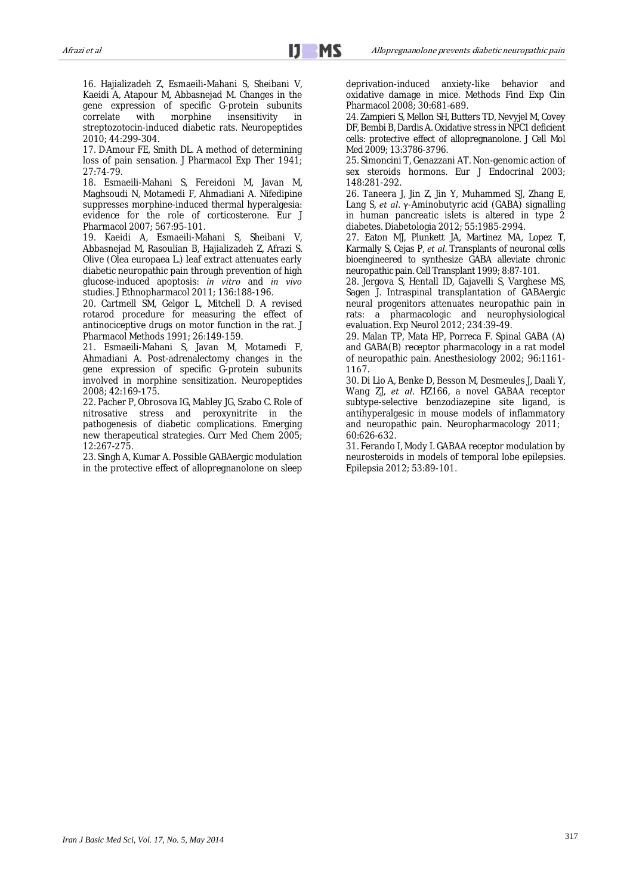16. Hajializadeh Z, Esmaeili-Mahani S, Sheibani V, Kaeidi A, Atapour M, Abbasnejad M. Changes in the gene expression of specific G-protein subunits correlate with morphine insensitivity in streptozotocin-induced diabetic rats. Neuropeptides 2010; 44:299-304.

17. D'Amour FE, Smith DL. A method of determining loss of pain sensation. J Pharmacol Exp Ther 1941; 27:74-79.

18. Esmaeili-Mahani S, Fereidoni M, Javan M, Maghsoudi N, Motamedi F, Ahmadiani A. Nifedipine suppresses morphine-induced thermal hyperalgesia: evidence for the role of corticosterone. Eur J Pharmacol 2007; 567:95-101.

19. Kaeidi A, Esmaeili-Mahani S, Sheibani V, Abbasnejad M, Rasoulian B, Hajializadeh Z, Afrazi S. Olive (Olea europaea L.) leaf extract attenuates early diabetic neuropathic pain through prevention of high glucose-induced apoptosis: *in vitro* and *in vivo* studies. J Ethnopharmacol 2011; 136:188-196.

20. Cartmell SM, Gelgor L, Mitchell D. A revised rotarod procedure for measuring the effect of antinociceptive drugs on motor function in the rat. J Pharmacol Methods 1991; 26:149-159.

21. Esmaeili-Mahani S, Javan M, Motamedi F, Ahmadiani A. Post-adrenalectomy changes in the gene expression of specific G-protein subunits involved in morphine sensitization. Neuropeptides 2008; 42:169-175.

22. Pacher P, Obrosova IG, Mabley JG, Szabo C. Role of nitrosative stress and peroxynitrite in the pathogenesis of diabetic complications. Emerging new therapeutical strategies. Curr Med Chem 2005; 12:267-275.

23. Singh A, Kumar A. Possible GABAergic modulation in the protective effect of allopregnanolone on sleep deprivation-induced anxiety-like behavior and oxidative damage in mice. Methods Find Exp Clin Pharmacol 2008; 30:681-689.

24. Zampieri S, Mellon SH, Butters TD, Nevyjel M, Covey DF, Bembi B, Dardis A. Oxidative stress in NPC1 deficient cells: protective effect of allopregnanolone. J Cell Mol Med 2009; 13:3786-3796.

25. Simoncini T, Genazzani AT. Non-genomic action of sex steroids hormons. Eur J Endocrinal 2003; 148:281-292.

26. Taneera J, Jin Z, Jin Y, Muhammed SJ, Zhang E, Lang S, *et al*. γ-Aminobutyric acid (GABA) signalling in human pancreatic islets is altered in type 2 diabetes. Diabetologia 2012; 55:1985-2994.

27. Eaton MJ, Plunkett JA, Martinez MA, Lopez T, Karmally S, Cejas P, *et al*. Transplants of neuronal cells bioengineered to synthesize GABA alleviate chronic neuropathic pain. Cell Transplant 1999; 8:87-101.

28. Jergova S, Hentall ID, Gajavelli S, Varghese MS, Sagen J. Intraspinal transplantation of GABAergic neural progenitors attenuates neuropathic pain in rats: a pharmacologic and neurophysiological evaluation. Exp Neurol 2012; 234:39-49.

29. Malan TP, Mata HP, Porreca F. Spinal GABA (A) and GABA(B) receptor pharmacology in a rat model of neuropathic pain. Anesthesiology 2002; 96:1161-1167.

30. Di Lio A, Benke D, Besson M, Desmeules J, Daali Y, Wang ZJ, *et al*. HZ166, a novel GABAA receptor subtype-selective benzodiazepine site ligand, is antihyperalgesic in mouse models of inflammatory and neuropathic pain. Neuropharmacology 2011; 60:626-632.

31. Ferando I, Mody I. GABAA receptor modulation by neurosteroids in models of temporal lobe epilepsies. Epilepsia 2012; 53:89-101.